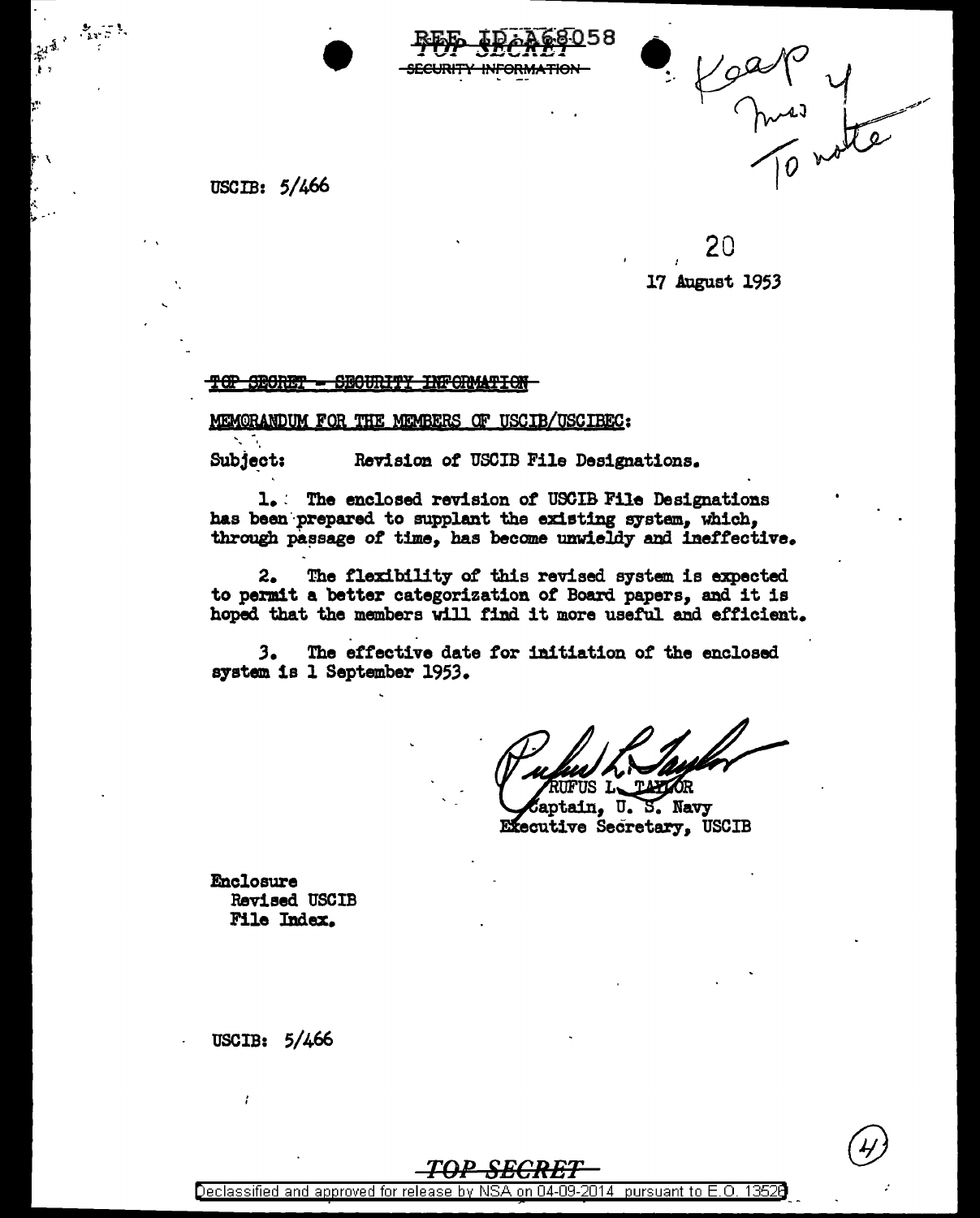TOP SECRET
SECURITY INFORMATION

USCIB: 5/466

20
17 August 1953

TOP SECRET - SECURITY INFORMATION

MEMORANDUM FOR THE MEMBERS OF USCIB/USCIBEC:

Subject: Revision of USCIB File Designations.

1. The enclosed revision of USCIB File Designations has been prepared to supplant the existing system, which, through passage of time, has become unwieldy and ineffective.

2. The flexibility of this revised system is expected to permit a better categorization of Board papers, and it is hoped that the members will find it more useful and efficient.

3. The effective date for initiation of the enclosed system is 1 September 1953.

RUFUS L. TAYLOR
Captain, U. S. Navy
Executive Secretary, USCIB

Enclosure
Revised USCIB
File Index.

USCIB: 5/466

TOP SECRET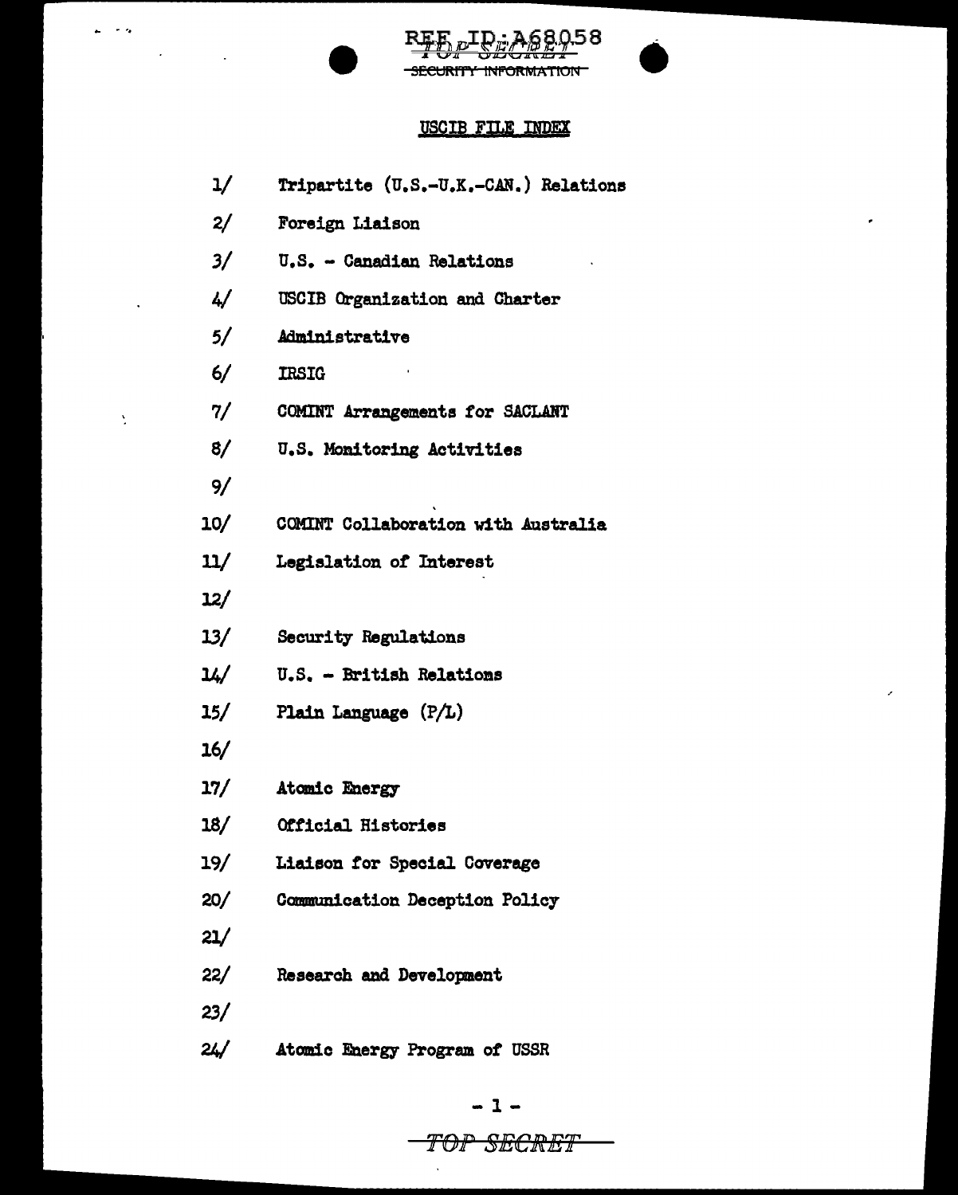REF ID:A68058

TOP SECRET

SECURITY INFORMATION

## USCIB FILE INDEX

1/ Tripartite (U.S.-U.K.-CAN.) Relations

2/ Foreign Liaison

3/ U.S. - Canadian Relations

4/ USCIB Organization and Charter

5/ Administrative

6/ IRSIG

7/ COMINT Arrangements for SACLANT

8/ U.S. Monitoring Activities

9/

10/ COMINT Collaboration with Australia

11/ Legislation of Interest

12/

13/ Security Regulations

14/ U.S. - British Relations

15/ Plain Language (P/L)

16/

17/ Atomic Energy

18/ Official Histories

19/ Liaison for Special Coverage

20/ Communication Deception Policy

21/

22/ Research and Development

23/

24/ Atomic Energy Program of USSR

TOP SECRET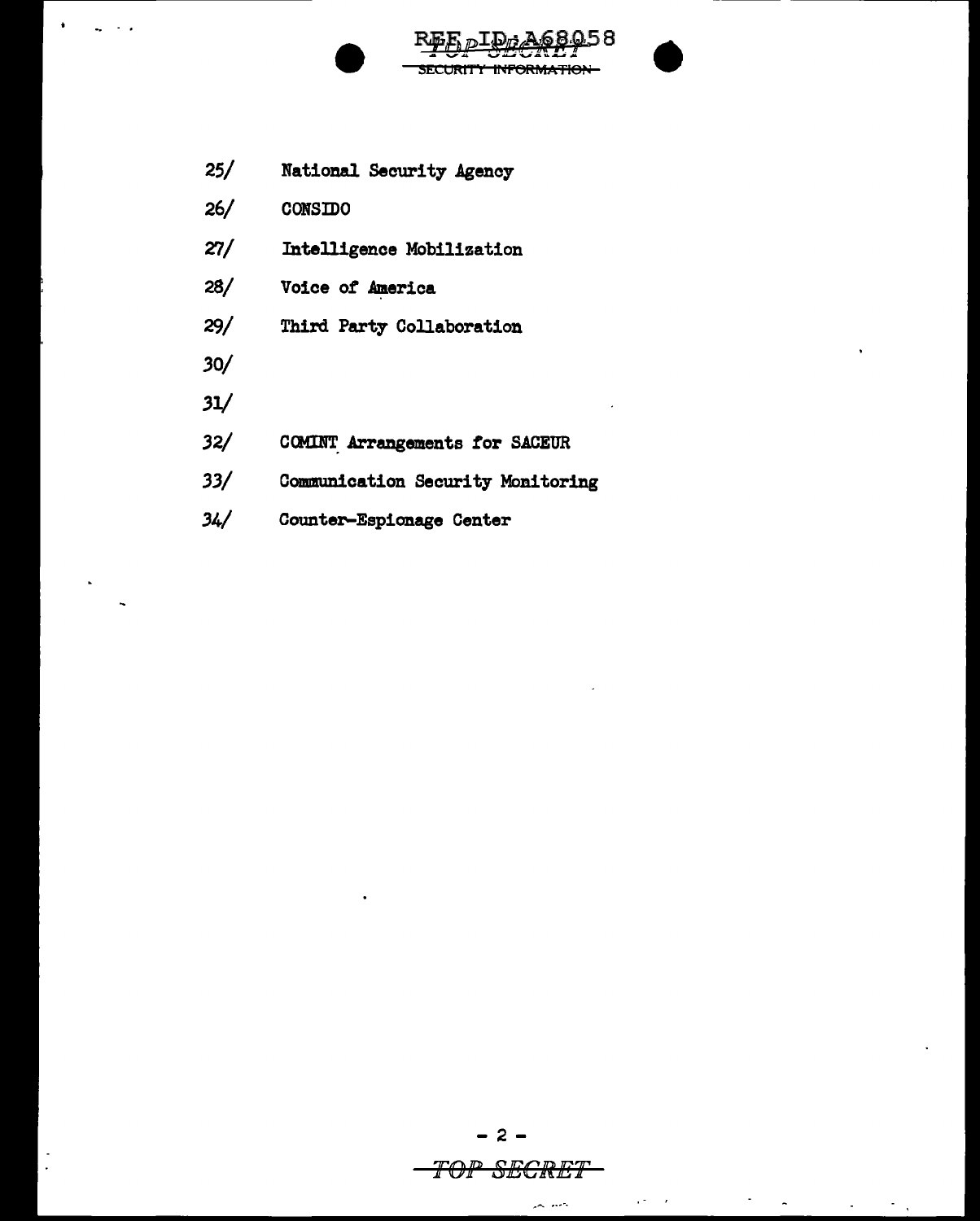25/ National Security Agency

26/ CONSIDO

27/ Intelligence Mobilization

28/ Voice of America

29/ Third Party Collaboration

30/

31/

32/ COMINT Arrangements for SACEUR

33/ Communication Security Monitoring

34/ Counter-Espionage Center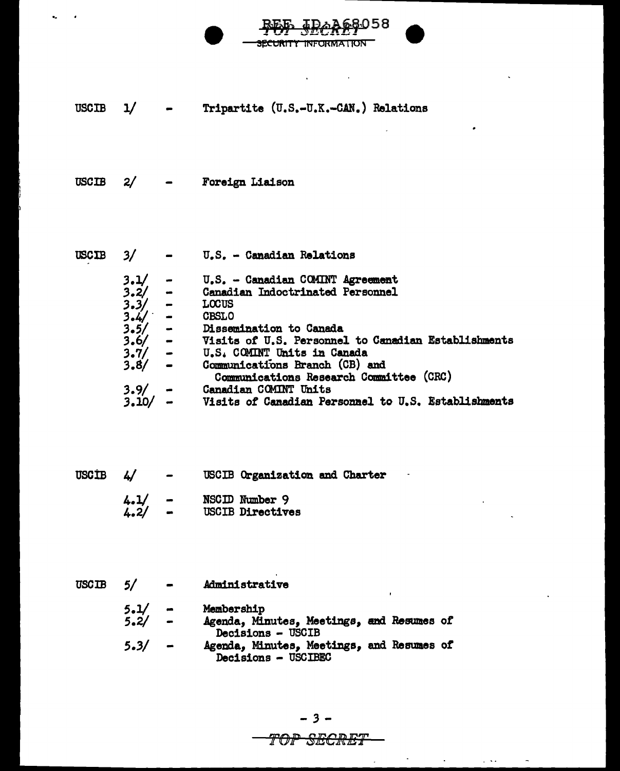USCIB 1/ - Tripartite (U.S.-U.K.-CAN.) Relations

USCIB 2/ - Foreign Liaison

USCIB 3/ - U.S. - Canadian Relations

- 3.1/ - U.S. - Canadian COMINT Agreement
- 3.2/ - Canadian Indoctrinated Personnel
- 3.3/ - LOCUS
- 3.4/ - CBSLO
- 3.5/ - Dissemination to Canada
- 3.6/ - Visits of U.S. Personnel to Canadian Establishments
- 3.7/ - U.S. COMINT Units in Canada
- 3.8/ - Communications Branch (CB) and Communications Research Committee (CRC)
- 3.9/ - Canadian COMINT Units
- 3.10/ - Visits of Canadian Personnel to U.S. Establishments

USCIB 4/ - USCIB Organization and Charter

- 4.1/ - NSCID Number 9
- 4.2/ - USCIB Directives

USCIB 5/ - Administrative

- 5.1/ - Membership
- 5.2/ - Agenda, Minutes, Meetings, and Resumes of Decisions - USCIB
- 5.3/ - Agenda, Minutes, Meetings, and Resumes of Decisions - USCIBEC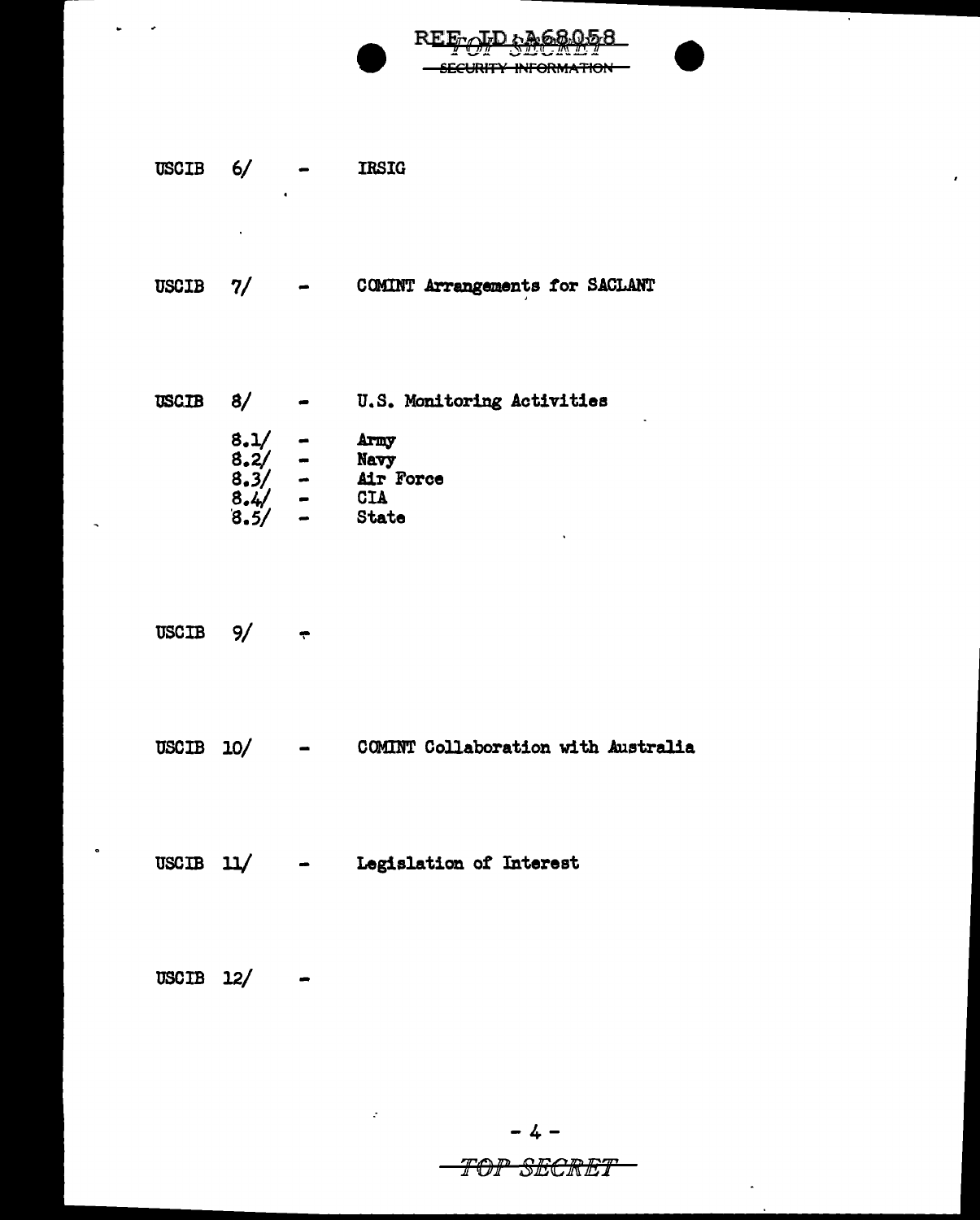USCIB 6/ - IRSIG

USCIB 7/ - COMINT Arrangements for SACLANT

USCIB 8/ - U.S. Monitoring Activities

- 8.1/ - Army
- 8.2/ - Navy
- 8.3/ - Air Force
- 8.4/ - CIA
- 8.5/ - State

USCIB 9/ -

USCIB 10/ - COMINT Collaboration with Australia

USCIB 11/ - Legislation of Interest

USCIB 12/ -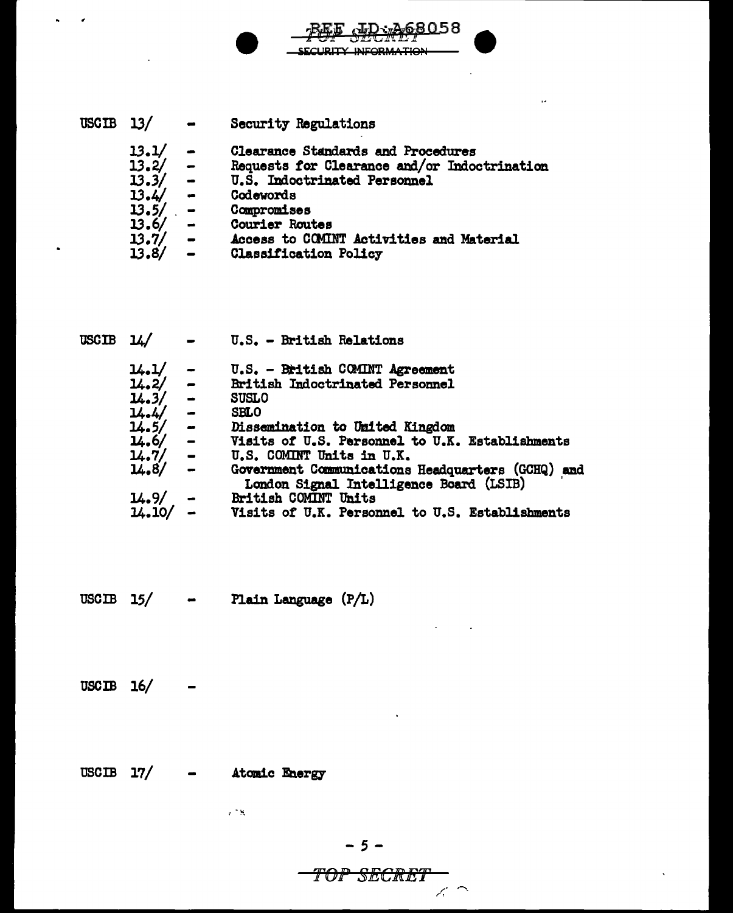USCIB 13/ - Security Regulations

- 13.1/ - Clearance Standards and Procedures
- 13.2/ - Requests for Clearance and/or Indoctrination
- 13.3/ - U.S. Indoctrinated Personnel
- 13.4/ - Codewords
- 13.5/ - Compromises
- 13.6/ - Courier Routes
- 13.7/ - Access to COMINT Activities and Material
- 13.8/ - Classification Policy

USCIB 14/ - U.S. - British Relations

- 14.1/ - U.S. - British COMINT Agreement
- 14.2/ - British Indoctrinated Personnel
- 14.3/ - SUSLO
- 14.4/ - SBLO
- 14.5/ - Dissemination to United Kingdom
- 14.6/ - Visits of U.S. Personnel to U.K. Establishments
- 14.7/ - U.S. COMINT Units in U.K.
- 14.8/ - Government Communications Headquarters (GCHQ) and London Signal Intelligence Board (LSIB)
- 14.9/ - British COMINT Units
- 14.10/ - Visits of U.K. Personnel to U.S. Establishments

USCIB 15/ - Plain Language (P/L)

USCIB 16/ -

USCIB 17/ - Atomic Energy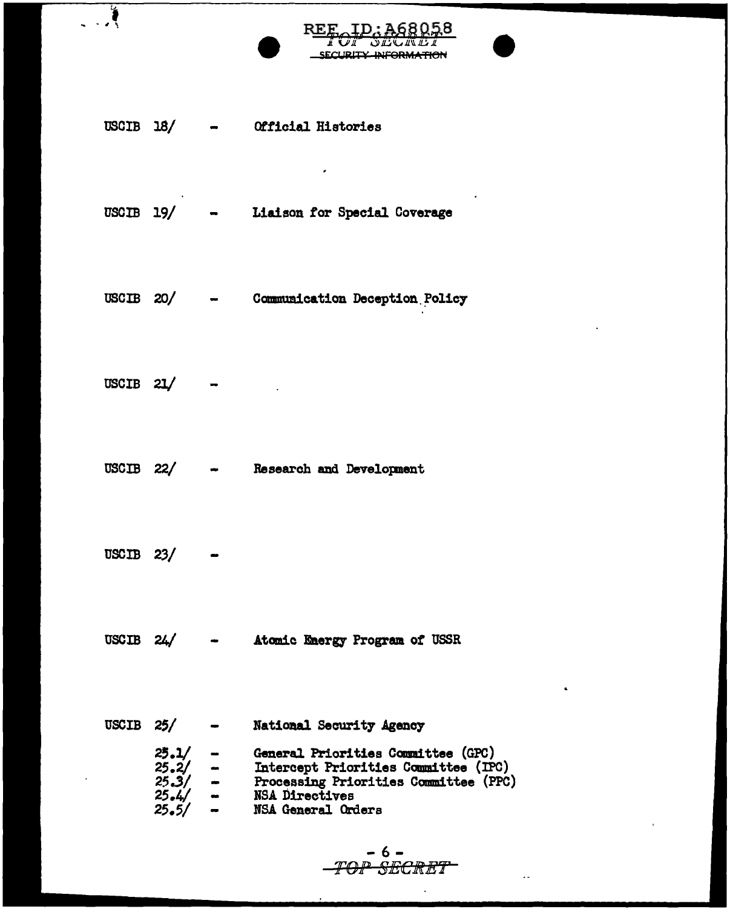USCIB 18/ - Official Histories

USCIB 19/ - Liaison for Special Coverage

USCIB 20/ - Communication Deception Policy

USCIB 21/ -

USCIB 22/ - Research and Development

USCIB 23/ -

USCIB 24/ - Atomic Energy Program of USSR

USCIB 25/ - National Security Agency

- 25.1/ - General Priorities Committee (GPC)
- 25.2/ - Intercept Priorities Committee (IPC)
- 25.3/ - Processing Priorities Committee (PPC)
- 25.4/ - NSA Directives
- 25.5/ - NSA General Orders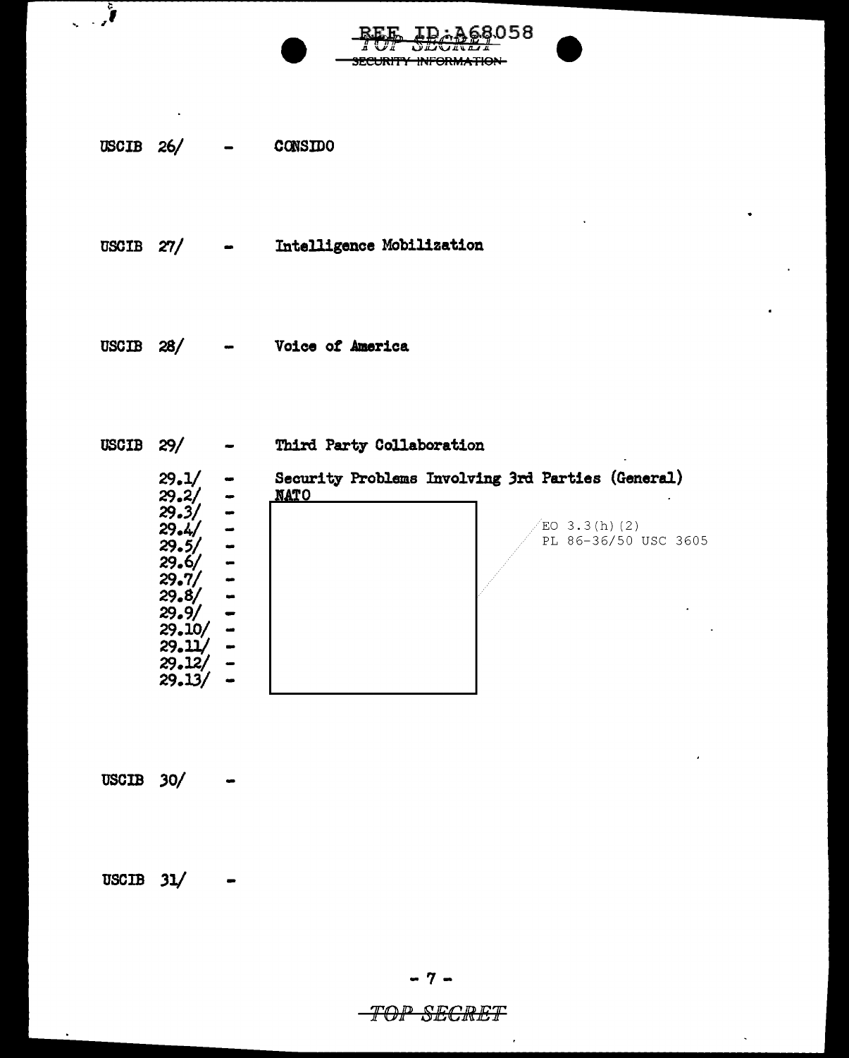USCIB 26/ - CONSIDO

USCIB 27/ - Intelligence Mobilization

USCIB 28/ - Voice of America

USCIB 29/ - Third Party Collaboration

29.1/ - Security Problems Involving 3rd Parties (General)
29.2/ - **NATO**
29.3/ -
29.4/ -
29.5/ -
29.6/ -
29.7/ -
29.8/ -
29.9/ -
29.10/ -
29.11/ -
29.12/ -
29.13/ -

EO 3.3(h)(2)
PL 86-36/50 USC 3605

USCIB 30/ -

USCIB 31/ -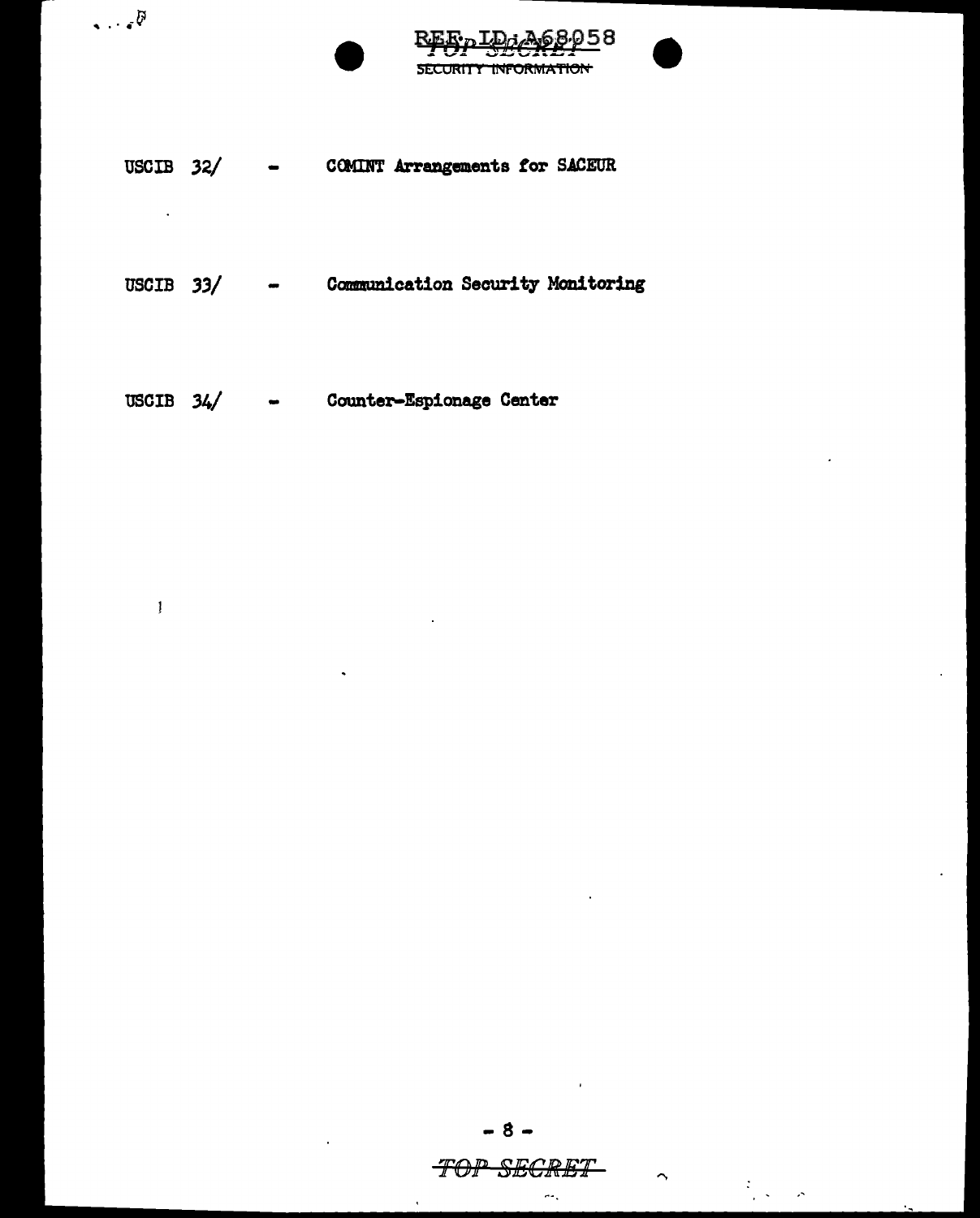USCIB 32/ - COMINT Arrangements for SACEUR

USCIB 33/ - Communication Security Monitoring

USCIB 34/ - Counter-Espionage Center